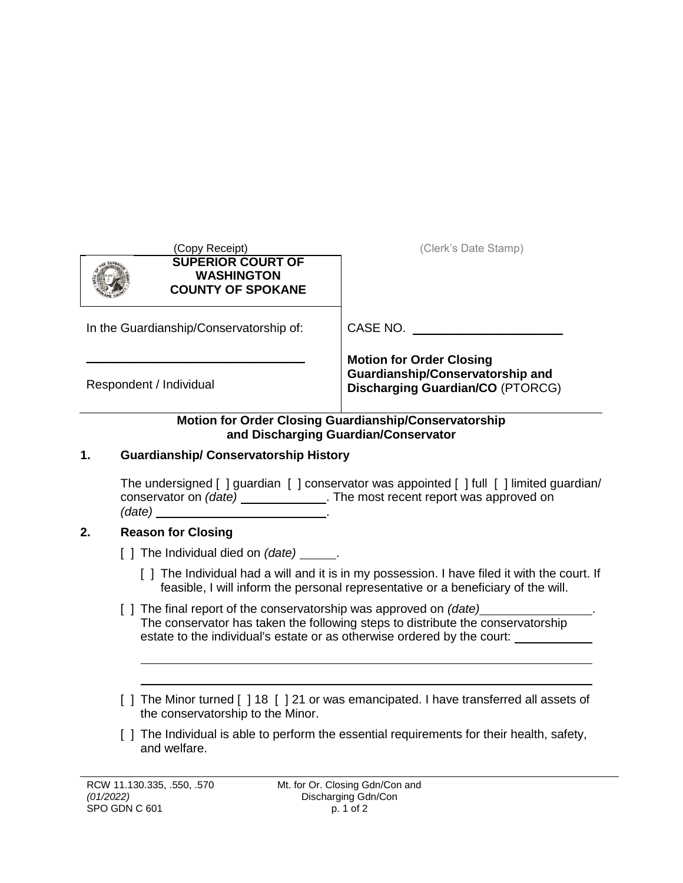(Copy Receipt)

(Clerk's Date Stamp)

| SUPERIOR COURT OF WASHINGTON COUNTY OF SPOKANE | |
|---|---|
| In the Guardianship/Conservatorship of: | CASE NO. ____________________ |
| ______________________________ Respondent / Individual | **Motion for Order Closing Guardianship/Conservatorship and Discharging Guardian/CO** (PTORCG) |

## Motion for Order Closing Guardianship/Conservatorship and Discharging Guardian/Conservator

### 1. Guardianship/ Conservatorship History

The undersigned [ ] guardian [ ] conservator was appointed [ ] full [ ] limited guardian/ conservator on *(date)* ____________. The most recent report was approved on *(date)* ________________________.

### 2. Reason for Closing

[ ] The Individual died on *(date)* _____.

[ ] The Individual had a will and it is in my possession. I have filed it with the court. If feasible, I will inform the personal representative or a beneficiary of the will.

[ ] The final report of the conservatorship was approved on *(date)* ________________. The conservator has taken the following steps to distribute the conservatorship estate to the individual's estate or as otherwise ordered by the court: ___________

______________________________________________________________________

______________________________________________________________________

[ ] The Minor turned [ ] 18 [ ] 21 or was emancipated. I have transferred all assets of the conservatorship to the Minor.

[ ] The Individual is able to perform the essential requirements for their health, safety, and welfare.

RCW 11.130.335, .550, .570
*(01/2022)*
SPO GDN C 601

Mt. for Or. Closing Gdn/Con and Discharging Gdn/Con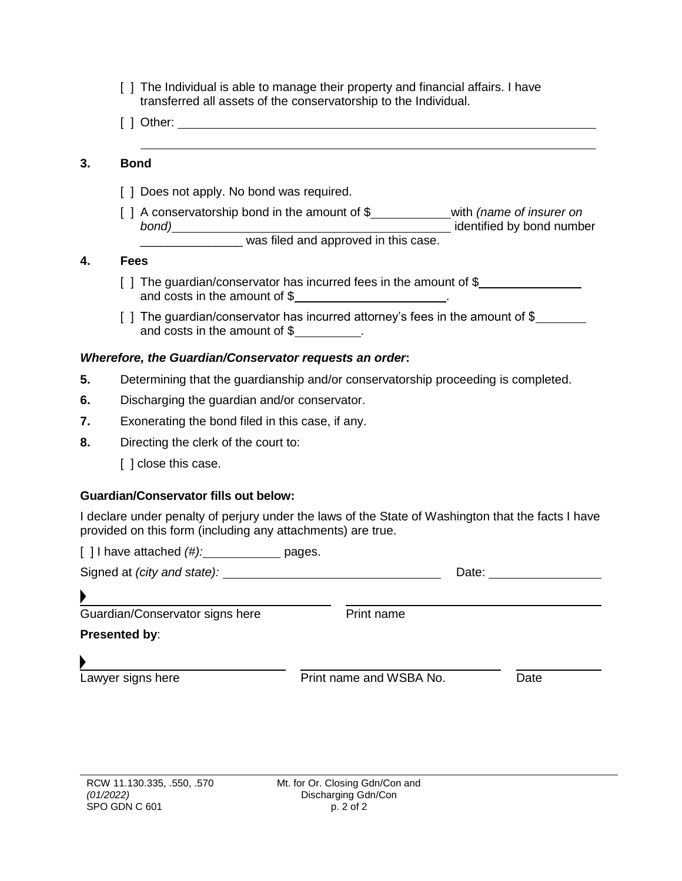[ ] The Individual is able to manage their property and financial affairs. I have transferred all assets of the conservatorship to the Individual.

[ ] Other: ____________________________________________________________

____________________________________________________________

**3. Bond**

[ ] Does not apply. No bond was required.

[ ] A conservatorship bond in the amount of $__________ with *(name of insurer on bond)* ______________________________ identified by bond number _______________ was filed and approved in this case.

**4. Fees**

[ ] The guardian/conservator has incurred fees in the amount of $______________ and costs in the amount of $____________________.

[ ] The guardian/conservator has incurred attorney's fees in the amount of $_______ and costs in the amount of $_________.

***Wherefore, the Guardian/Conservator requests an order*:**

**5.** Determining that the guardianship and/or conservatorship proceeding is completed.

**6.** Discharging the guardian and/or conservator.

**7.** Exonerating the bond filed in this case, if any.

**8.** Directing the clerk of the court to:

[ ] close this case.

**Guardian/Conservator fills out below:**

I declare under penalty of perjury under the laws of the State of Washington that the facts I have provided on this form (including any attachments) are true.

[ ] I have attached *(#):* __________ pages.

Signed at *(city and state):* ______________________________ Date: ______________

▶ ______________________________ ______________________________

Guardian/Conservator signs here Print name

**Presented by**:

▶ ______________________________ ______________________________ __________

Lawyer signs here Print name and WSBA No. Date

RCW 11.130.335, .550, .570
*(01/2022)*
SPO GDN C 601

Mt. for Or. Closing Gdn/Con and Discharging Gdn/Con